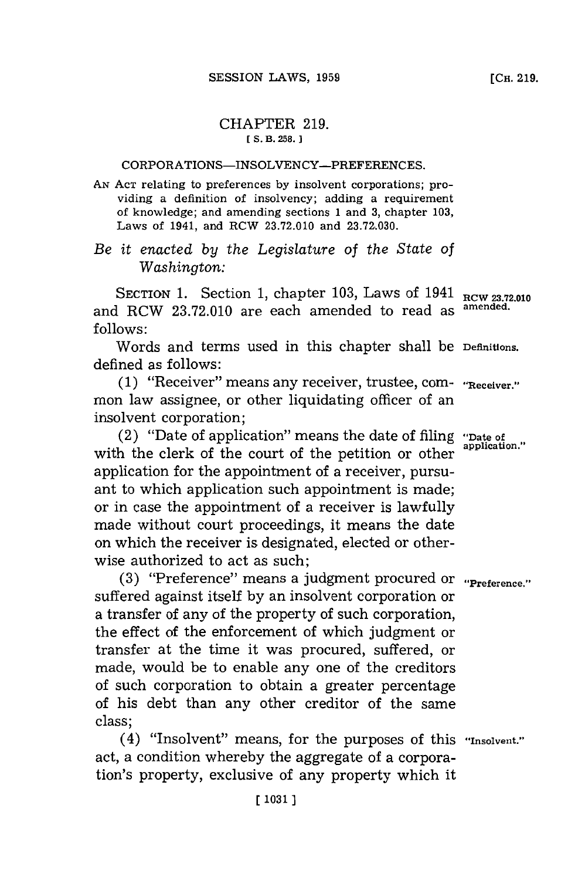# CHAPTER 219.

[S. B. 258.]

## CORPORATIONS—INSOLVENCY—PREFERENCES.

AN ACT relating to preferences by insolvent corporations; providing a definition of insolvency; adding a requirement of knowledge; and amending sections 1 and 3, chapter 103, Laws of 1941, and RCW 23.72.010 and 23.72.030.

*Be it enacted by the Legislature of the State of Washington:*

SECTION 1. Section 1, chapter 103, Laws of 1941 and RCW 23.72.010 are each amended to read as follows:

RCW 23.72.010 amended.

Words and terms used in this chapter shall be defined as follows:

Definitions.

(1) "Receiver" means any receiver, trustee, common law assignee, or other liquidating officer of an insolvent corporation;

"Receiver."

(2) "Date of application" means the date of filing with the clerk of the court of the petition or other application for the appointment of a receiver, pursuant to which application such appointment is made; or in case the appointment of a receiver is lawfully made without court proceedings, it means the date on which the receiver is designated, elected or otherwise authorized to act as such;

"Date of application."

(3) "Preference" means a judgment procured or suffered against itself by an insolvent corporation or a transfer of any of the property of such corporation, the effect of the enforcement of which judgment or transfer at the time it was procured, suffered, or made, would be to enable any one of the creditors of such corporation to obtain a greater percentage of his debt than any other creditor of the same class;

"Preference."

(4) "Insolvent" means, for the purposes of this act, a condition whereby the aggregate of a corporation's property, exclusive of any property which it

"Insolvent."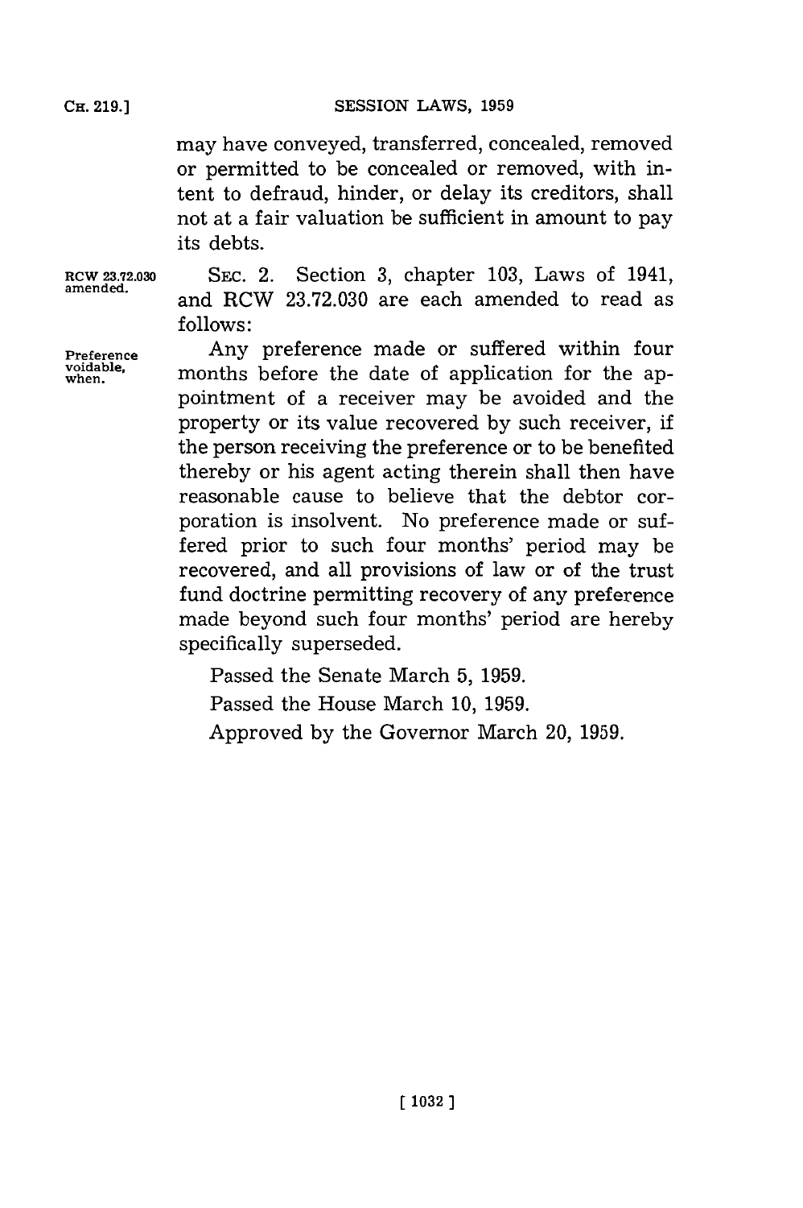may have conveyed, transferred, concealed, removed or permitted to be concealed or removed, with intent to defraud, hinder, or delay its creditors, shall not at a fair valuation be sufficient in amount to pay its debts.

RCW 23.72.030 amended.

SEC. 2. Section 3, chapter 103, Laws of 1941, and RCW 23.72.030 are each amended to read as follows:

Preference voidable, when.

Any preference made or suffered within four months before the date of application for the appointment of a receiver may be avoided and the property or its value recovered by such receiver, if the person receiving the preference or to be benefited thereby or his agent acting therein shall then have reasonable cause to believe that the debtor corporation is insolvent. No preference made or suffered prior to such four months' period may be recovered, and all provisions of law or of the trust fund doctrine permitting recovery of any preference made beyond such four months' period are hereby specifically superseded.

Passed the Senate March 5, 1959.

Passed the House March 10, 1959.

Approved by the Governor March 20, 1959.